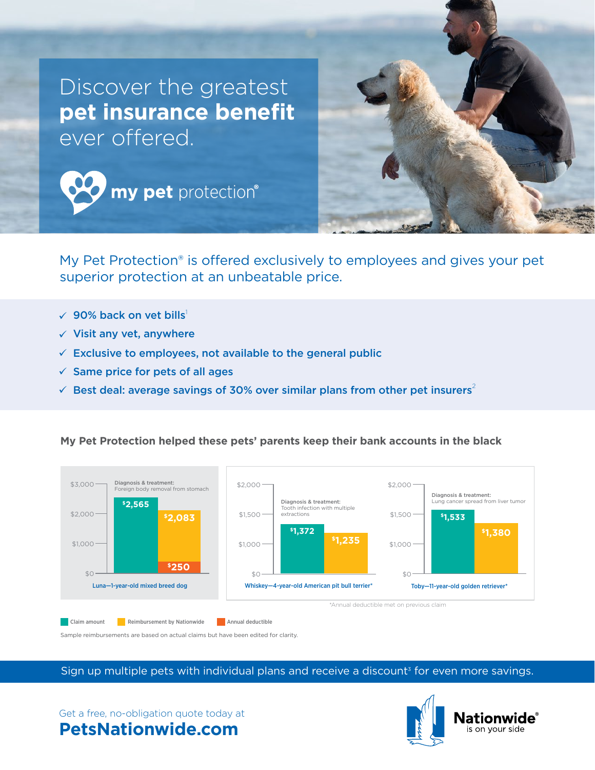# Discover the greatest **pet insurance benefit** ever offered.

**my pet** protection®

My Pet Protection® is offered exclusively to employees and gives your pet superior protection at an unbeatable price.

- ✓ **90% back on vet bills**[1]
- ✓ **Visit any vet, anywhere**
- ✓ **Exclusive to employees, not available to the general public**
- ✓ **Same price for pets of all ages**
- ✓ **Best deal: average savings of 30% over similar plans from other pet insurers**[2]

## My Pet Protection helped these pets' parents keep their bank accounts in the black

| Pet | Diagnosis & treatment | Claim amount | Reimbursement by Nationwide | Annual deductible |
|---|---|---|---|---|
| Luna—1-year-old mixed breed dog | Foreign body removal from stomach | $2,565 | $2,083 | $250 |
| Whiskey—4-year-old American pit bull terrier* | Tooth infection with multiple extractions | $1,372 | $1,235 | |
| Toby—11-year-old golden retriever* | Lung cancer spread from liver tumor | $1,533 | $1,380 | |

*Annual deductible met on previous claim

Sample reimbursements are based on actual claims but have been edited for clarity.

Sign up multiple pets with individual plans and receive a discount[3] for even more savings.

Get a free, no-obligation quote today at
**PetsNationwide.com**

Nationwide® is on your side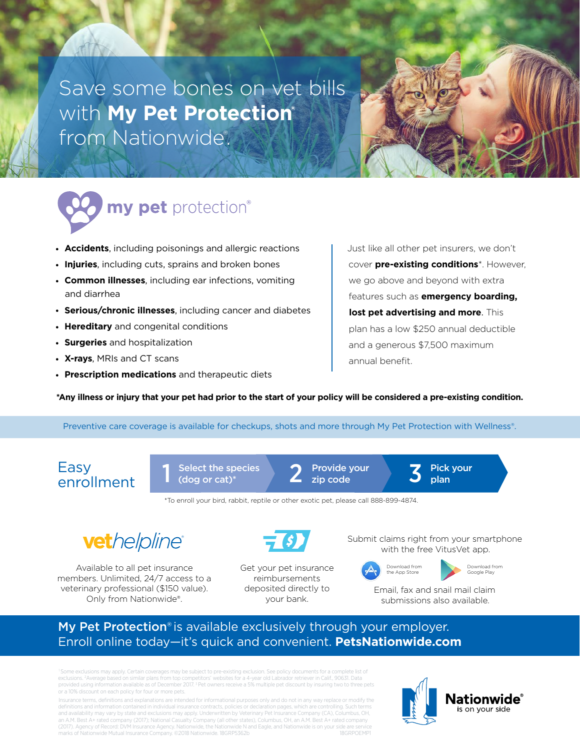# Save some bones on vet bills with **My Pet Protection**® from Nationwide®.

## my pet protection®

- **Accidents**, including poisonings and allergic reactions
- **Injuries**, including cuts, sprains and broken bones
- **Common illnesses**, including ear infections, vomiting and diarrhea
- **Serious/chronic illnesses**, including cancer and diabetes
- **Hereditary** and congenital conditions
- **Surgeries** and hospitalization
- **X-rays**, MRIs and CT scans
- **Prescription medications** and therapeutic diets

Just like all other pet insurers, we don't cover **pre-existing conditions***. However, we go above and beyond with extra features such as **emergency boarding, lost pet advertising and more**. This plan has a low $250 annual deductible and a generous $7,500 maximum annual benefit.

***Any illness or injury that your pet had prior to the start of your policy will be considered a pre-existing condition.**

Preventive care coverage is available for checkups, shots and more through My Pet Protection with Wellness®.

## Easy enrollment

1. Select the species (dog or cat)*
2. Provide your zip code
3. Pick your plan

*To enroll your bird, rabbit, reptile or other exotic pet, please call 888-899-4874.

**vethelpline**®

Available to all pet insurance members. Unlimited, 24/7 access to a veterinary professional ($150 value). Only from Nationwide®.

Get your pet insurance reimbursements deposited directly to your bank.

Submit claims right from your smartphone with the free VitusVet app.

Download from the App Store
Download from Google Play

Email, fax and snail mail claim submissions also available.

**My Pet Protection**® is available exclusively through your employer. Enroll online today—it's quick and convenient. **PetsNationwide.com**

[1]Some exclusions may apply. Certain coverages may be subject to pre-existing exclusion. See policy documents for a complete list of exclusions. [2]Average based on similar plans from top competitors' websites for a 4-year old Labrador retriever in Calif., 90631. Data provided using information available as of December 2017. [3]Pet owners receive a 5% multiple pet discount by insuring two to three pets or a 10% discount on each policy for four or more pets.

Insurance terms, definitions and explanations are intended for informational purposes only and do not in any way replace or modify the definitions and information contained in individual insurance contracts, policies or declaration pages, which are controlling. Such terms and availability may vary by state and exclusions may apply. Underwritten by Veterinary Pet Insurance Company (CA), Columbus, OH, an A.M. Best A+ rated company (2017); National Casualty Company (all other states), Columbus, OH, an A.M. Best A+ rated company (2017). Agency of Record: DVM Insurance Agency. Nationwide, the Nationwide N and Eagle, and Nationwide is on your side are service marks of Nationwide Mutual Insurance Company. ©2018 Nationwide. 18GRP5362b 18GRPOEMP1

**Nationwide**® is on your side